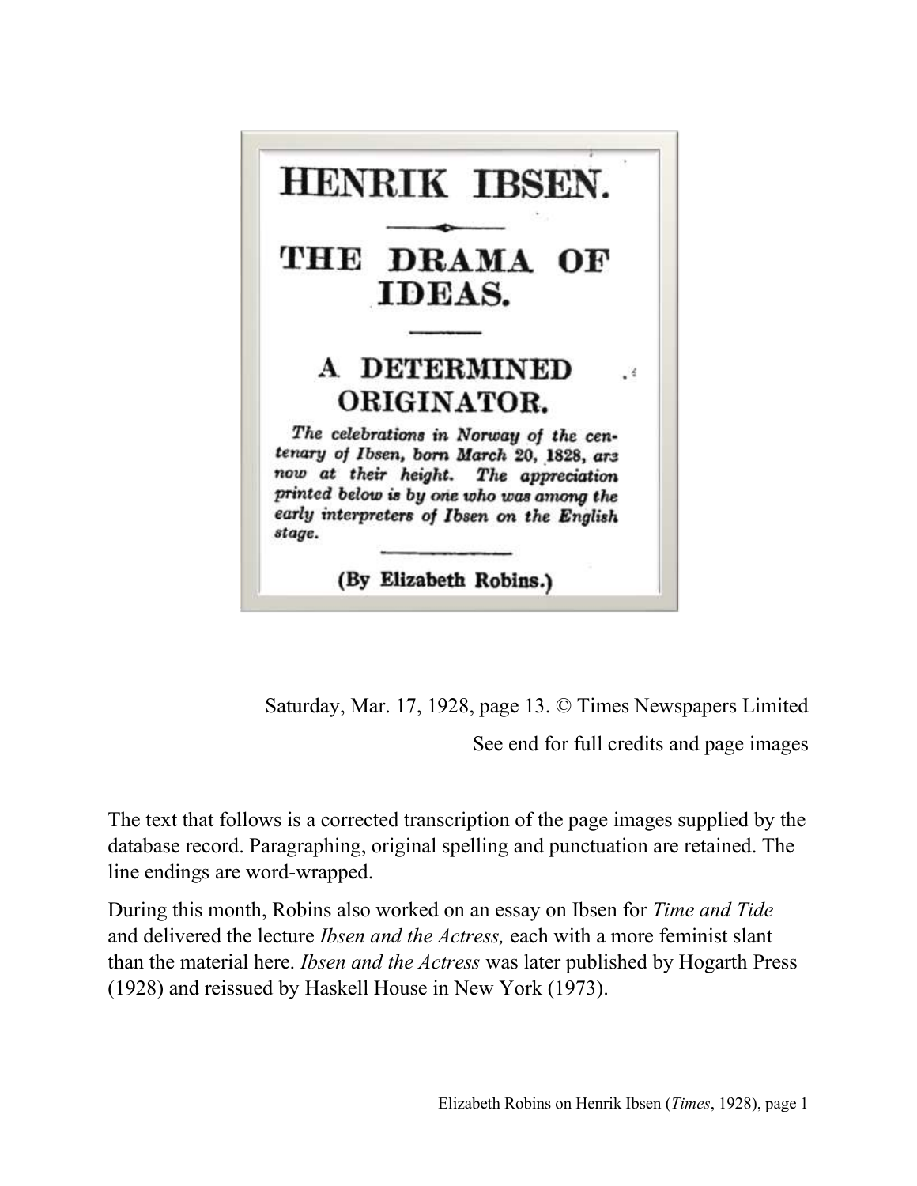# HENRIK IBSEN.

## THE DRAMA OF IDEAS.

### A DETERMINED ORIGINATOR.

*The celebrations in Norway of the centenary of Ibsen, born March 20, 1828, are now at their height. The appreciation printed below is by one who was among the early interpreters of Ibsen on the English stage.*

**(By Elizabeth Robins.)**

Saturday, Mar. 17, 1928, page 13. © Times Newspapers Limited

See end for full credits and page images

The text that follows is a corrected transcription of the page images supplied by the database record. Paragraphing, original spelling and punctuation are retained. The line endings are word-wrapped.

During this month, Robins also worked on an essay on Ibsen for *Time and Tide* and delivered the lecture *Ibsen and the Actress,* each with a more feminist slant than the material here. *Ibsen and the Actress* was later published by Hogarth Press (1928) and reissued by Haskell House in New York (1973).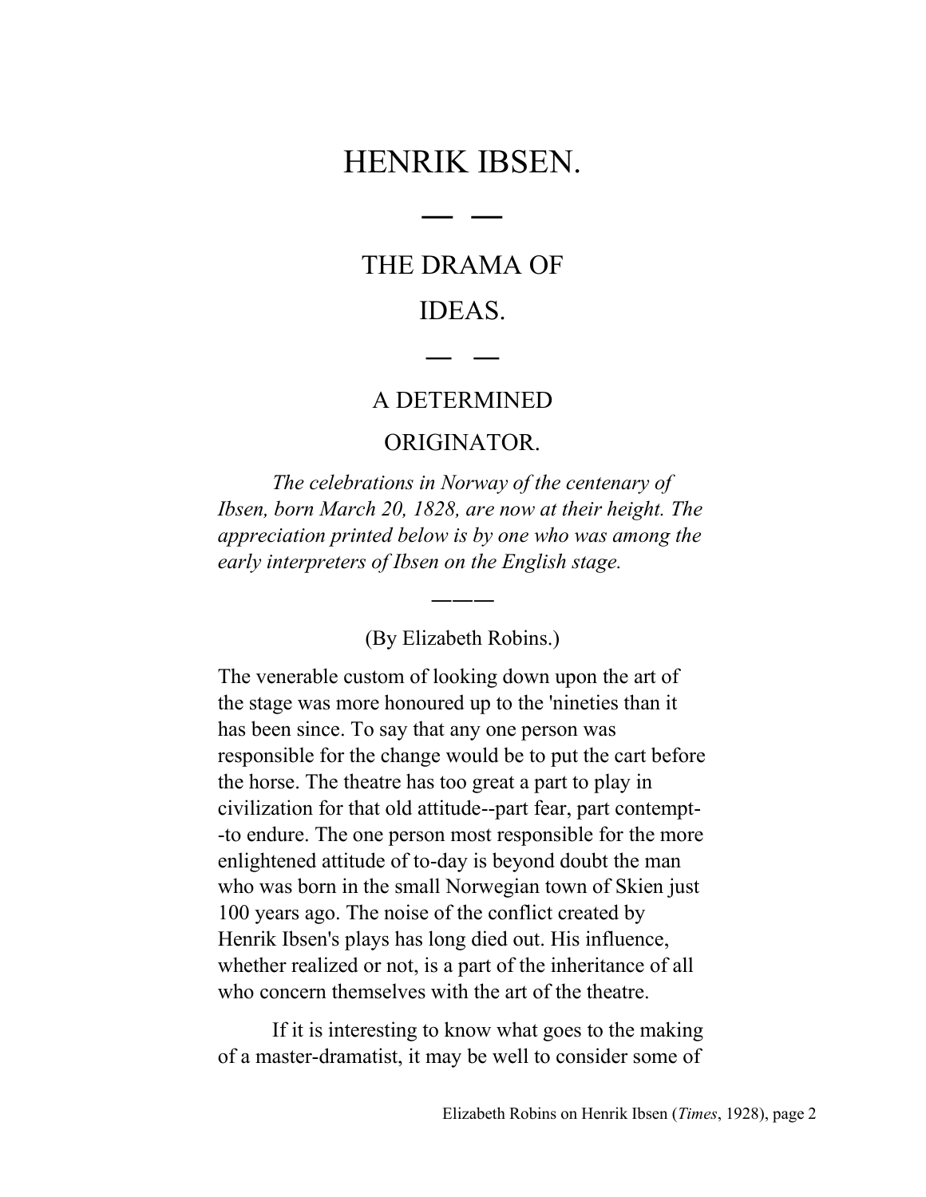# HENRIK IBSEN.

— —

## THE DRAMA OF IDEAS.

— —

## A DETERMINED ORIGINATOR.

*The celebrations in Norway of the centenary of Ibsen, born March 20, 1828, are now at their height. The appreciation printed below is by one who was among the early interpreters of Ibsen on the English stage.*

———

(By Elizabeth Robins.)

The venerable custom of looking down upon the art of the stage was more honoured up to the 'nineties than it has been since. To say that any one person was responsible for the change would be to put the cart before the horse. The theatre has too great a part to play in civilization for that old attitude--part fear, part contempt--to endure. The one person most responsible for the more enlightened attitude of to-day is beyond doubt the man who was born in the small Norwegian town of Skien just 100 years ago. The noise of the conflict created by Henrik Ibsen's plays has long died out. His influence, whether realized or not, is a part of the inheritance of all who concern themselves with the art of the theatre.

If it is interesting to know what goes to the making of a master-dramatist, it may be well to consider some of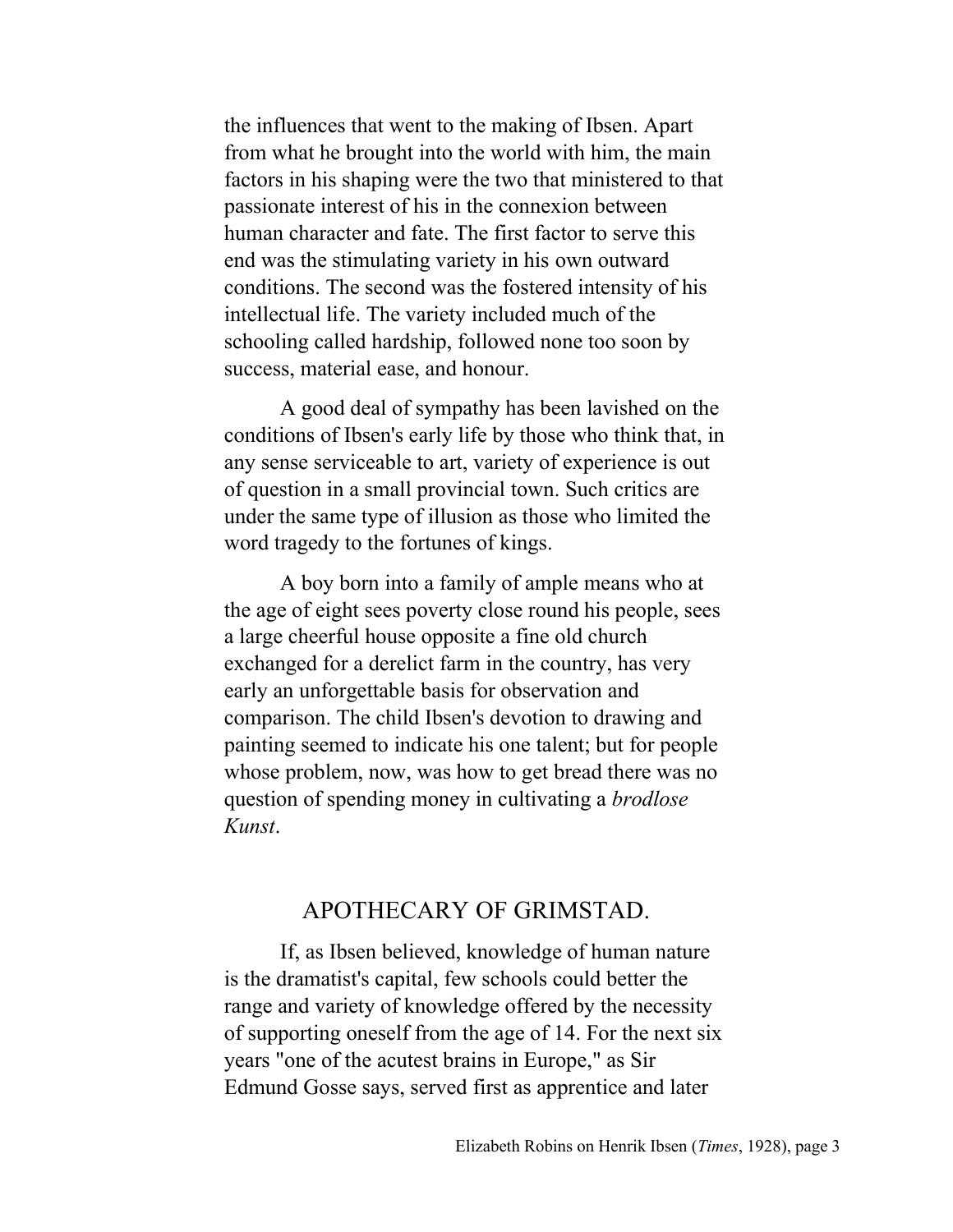the influences that went to the making of Ibsen. Apart from what he brought into the world with him, the main factors in his shaping were the two that ministered to that passionate interest of his in the connexion between human character and fate. The first factor to serve this end was the stimulating variety in his own outward conditions. The second was the fostered intensity of his intellectual life. The variety included much of the schooling called hardship, followed none too soon by success, material ease, and honour.

A good deal of sympathy has been lavished on the conditions of Ibsen's early life by those who think that, in any sense serviceable to art, variety of experience is out of question in a small provincial town. Such critics are under the same type of illusion as those who limited the word tragedy to the fortunes of kings.

A boy born into a family of ample means who at the age of eight sees poverty close round his people, sees a large cheerful house opposite a fine old church exchanged for a derelict farm in the country, has very early an unforgettable basis for observation and comparison. The child Ibsen's devotion to drawing and painting seemed to indicate his one talent; but for people whose problem, now, was how to get bread there was no question of spending money in cultivating a *brodlose Kunst*.

## APOTHECARY OF GRIMSTAD.

If, as Ibsen believed, knowledge of human nature is the dramatist's capital, few schools could better the range and variety of knowledge offered by the necessity of supporting oneself from the age of 14. For the next six years "one of the acutest brains in Europe," as Sir Edmund Gosse says, served first as apprentice and later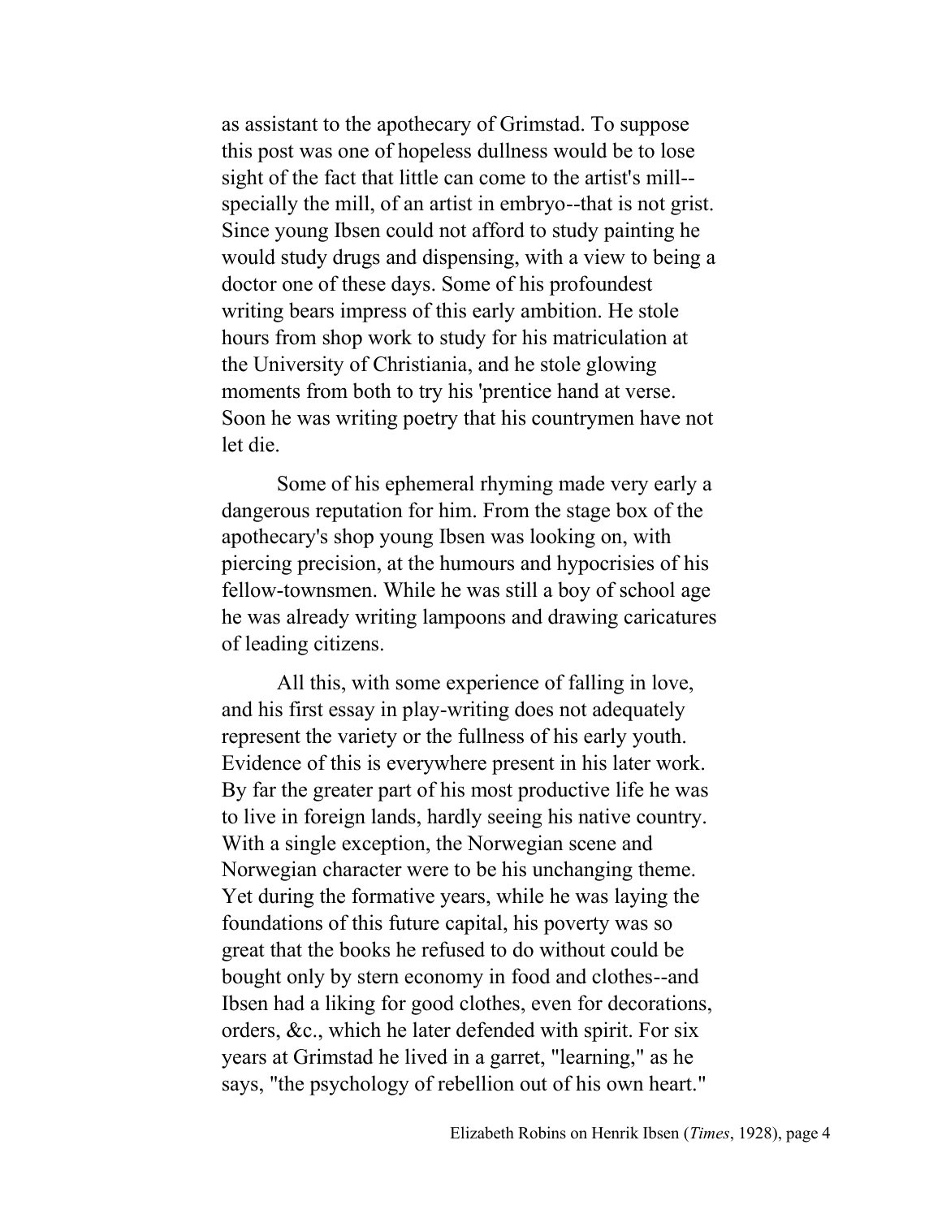as assistant to the apothecary of Grimstad. To suppose this post was one of hopeless dullness would be to lose sight of the fact that little can come to the artist's mill--specially the mill, of an artist in embryo--that is not grist. Since young Ibsen could not afford to study painting he would study drugs and dispensing, with a view to being a doctor one of these days. Some of his profoundest writing bears impress of this early ambition. He stole hours from shop work to study for his matriculation at the University of Christiania, and he stole glowing moments from both to try his 'prentice hand at verse. Soon he was writing poetry that his countrymen have not let die.

Some of his ephemeral rhyming made very early a dangerous reputation for him. From the stage box of the apothecary's shop young Ibsen was looking on, with piercing precision, at the humours and hypocrisies of his fellow-townsmen. While he was still a boy of school age he was already writing lampoons and drawing caricatures of leading citizens.

All this, with some experience of falling in love, and his first essay in play-writing does not adequately represent the variety or the fullness of his early youth. Evidence of this is everywhere present in his later work. By far the greater part of his most productive life he was to live in foreign lands, hardly seeing his native country. With a single exception, the Norwegian scene and Norwegian character were to be his unchanging theme. Yet during the formative years, while he was laying the foundations of this future capital, his poverty was so great that the books he refused to do without could be bought only by stern economy in food and clothes--and Ibsen had a liking for good clothes, even for decorations, orders, &c., which he later defended with spirit. For six years at Grimstad he lived in a garret, "learning," as he says, "the psychology of rebellion out of his own heart."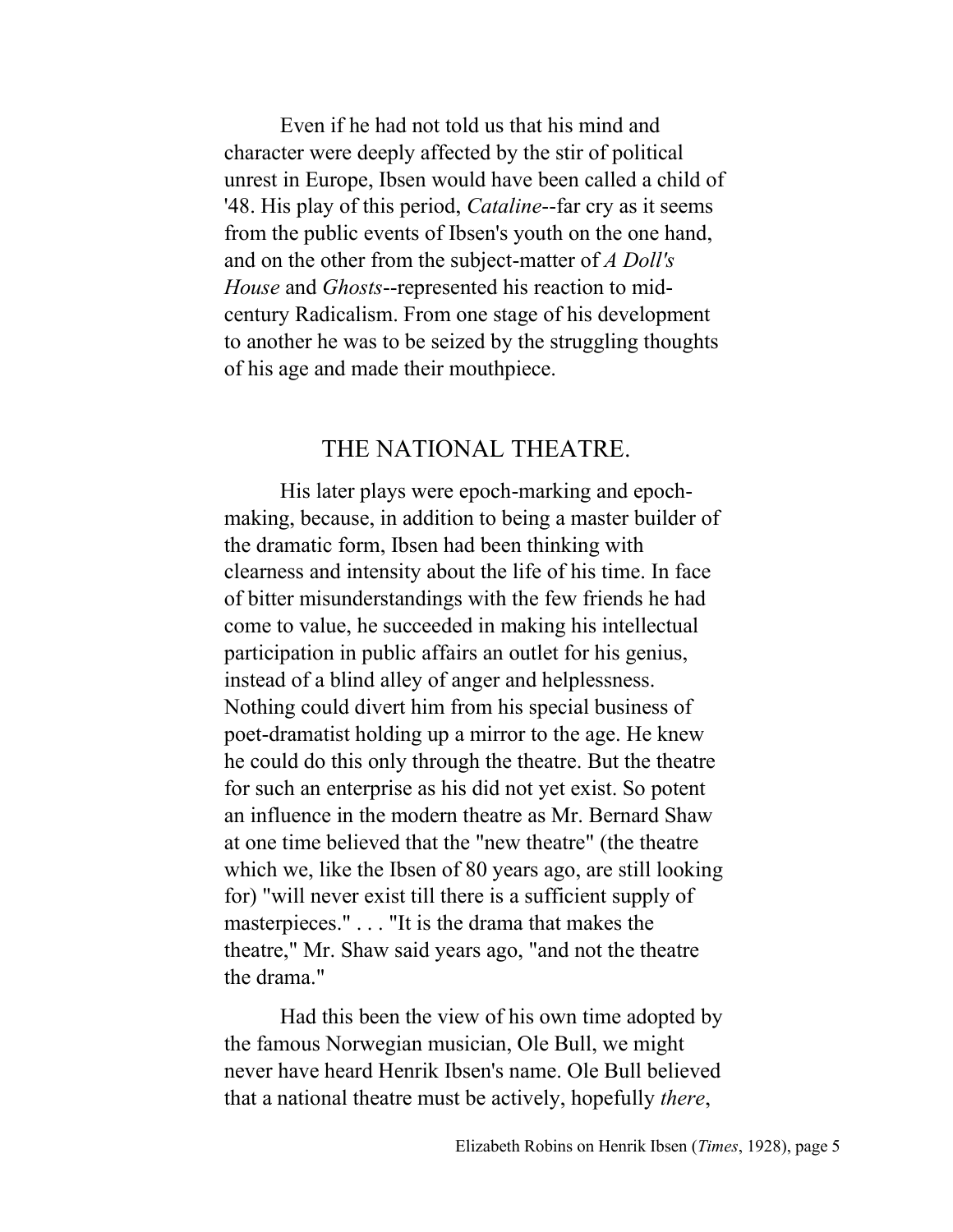Even if he had not told us that his mind and character were deeply affected by the stir of political unrest in Europe, Ibsen would have been called a child of '48. His play of this period, *Cataline*--far cry as it seems from the public events of Ibsen's youth on the one hand, and on the other from the subject-matter of *A Doll's House* and *Ghosts*--represented his reaction to mid-century Radicalism. From one stage of his development to another he was to be seized by the struggling thoughts of his age and made their mouthpiece.

## THE NATIONAL THEATRE.

His later plays were epoch-marking and epoch-making, because, in addition to being a master builder of the dramatic form, Ibsen had been thinking with clearness and intensity about the life of his time. In face of bitter misunderstandings with the few friends he had come to value, he succeeded in making his intellectual participation in public affairs an outlet for his genius, instead of a blind alley of anger and helplessness. Nothing could divert him from his special business of poet-dramatist holding up a mirror to the age. He knew he could do this only through the theatre. But the theatre for such an enterprise as his did not yet exist. So potent an influence in the modern theatre as Mr. Bernard Shaw at one time believed that the "new theatre" (the theatre which we, like the Ibsen of 80 years ago, are still looking for) "will never exist till there is a sufficient supply of masterpieces." . . . "It is the drama that makes the theatre," Mr. Shaw said years ago, "and not the theatre the drama."

Had this been the view of his own time adopted by the famous Norwegian musician, Ole Bull, we might never have heard Henrik Ibsen's name. Ole Bull believed that a national theatre must be actively, hopefully *there*,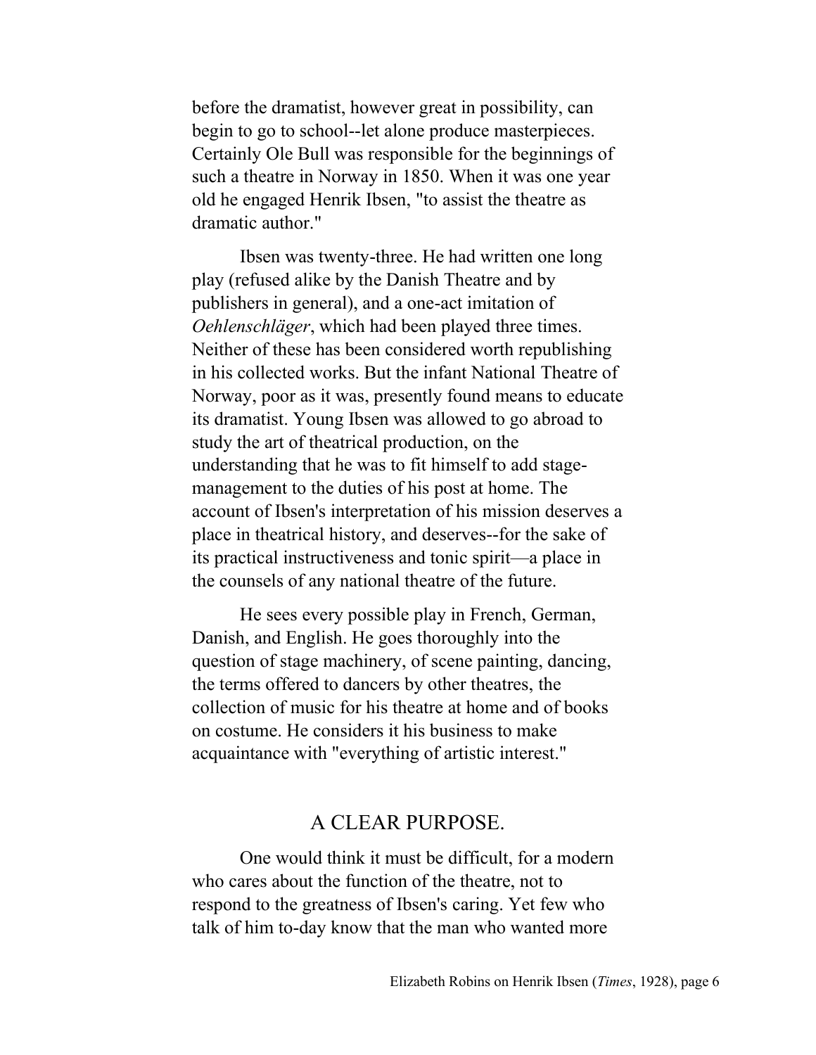before the dramatist, however great in possibility, can begin to go to school--let alone produce masterpieces. Certainly Ole Bull was responsible for the beginnings of such a theatre in Norway in 1850. When it was one year old he engaged Henrik Ibsen, "to assist the theatre as dramatic author."

Ibsen was twenty-three. He had written one long play (refused alike by the Danish Theatre and by publishers in general), and a one-act imitation of *Oehlenschläger*, which had been played three times. Neither of these has been considered worth republishing in his collected works. But the infant National Theatre of Norway, poor as it was, presently found means to educate its dramatist. Young Ibsen was allowed to go abroad to study the art of theatrical production, on the understanding that he was to fit himself to add stage-management to the duties of his post at home. The account of Ibsen's interpretation of his mission deserves a place in theatrical history, and deserves--for the sake of its practical instructiveness and tonic spirit—a place in the counsels of any national theatre of the future.

He sees every possible play in French, German, Danish, and English. He goes thoroughly into the question of stage machinery, of scene painting, dancing, the terms offered to dancers by other theatres, the collection of music for his theatre at home and of books on costume. He considers it his business to make acquaintance with "everything of artistic interest."

## A CLEAR PURPOSE.

One would think it must be difficult, for a modern who cares about the function of the theatre, not to respond to the greatness of Ibsen's caring. Yet few who talk of him to-day know that the man who wanted more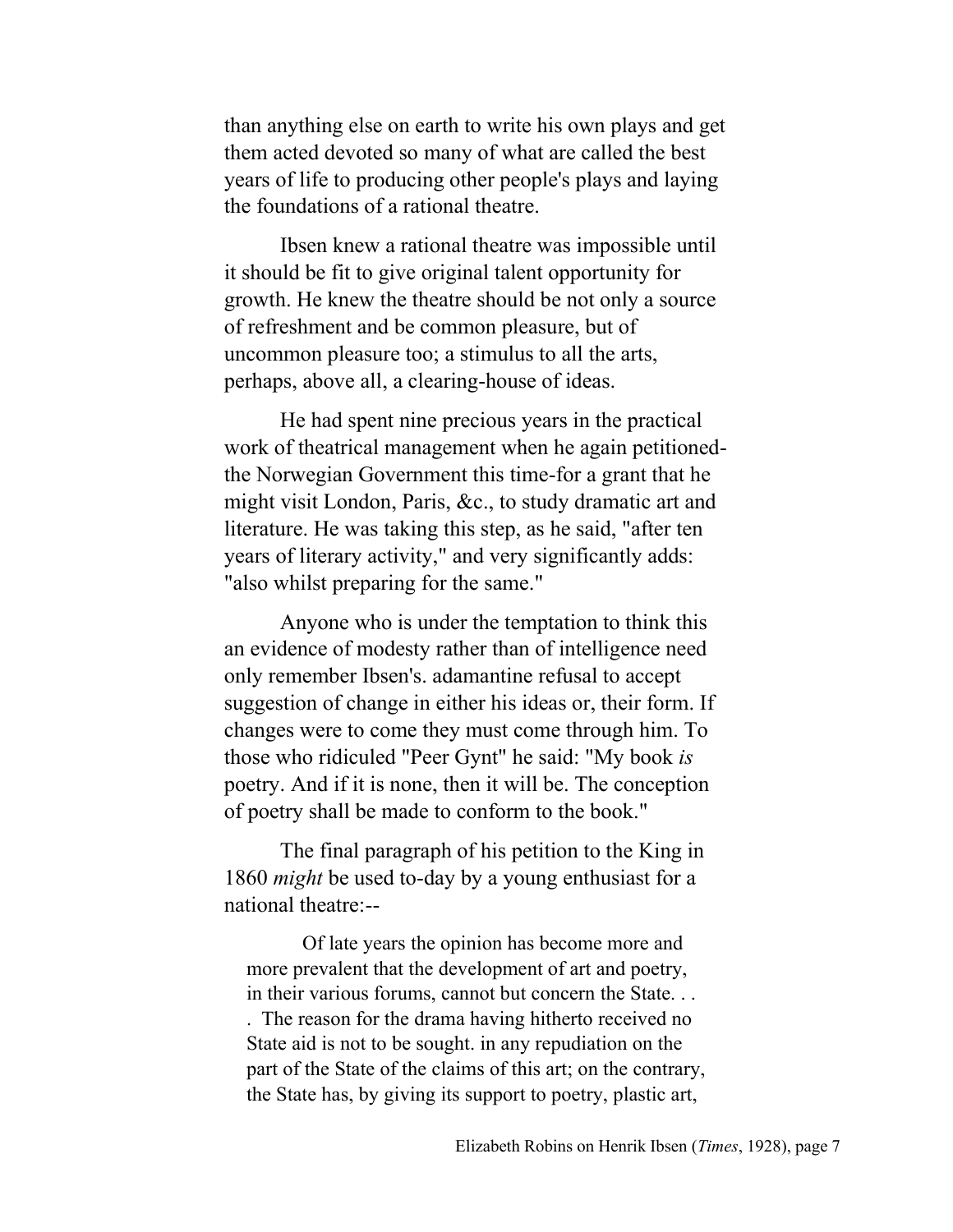than anything else on earth to write his own plays and get them acted devoted so many of what are called the best years of life to producing other people's plays and laying the foundations of a rational theatre.

Ibsen knew a rational theatre was impossible until it should be fit to give original talent opportunity for growth. He knew the theatre should be not only a source of refreshment and be common pleasure, but of uncommon pleasure too; a stimulus to all the arts, perhaps, above all, a clearing-house of ideas.

He had spent nine precious years in the practical work of theatrical management when he again petitioned-the Norwegian Government this time-for a grant that he might visit London, Paris, &c., to study dramatic art and literature. He was taking this step, as he said, "after ten years of literary activity," and very significantly adds: "also whilst preparing for the same."

Anyone who is under the temptation to think this an evidence of modesty rather than of intelligence need only remember Ibsen's. adamantine refusal to accept suggestion of change in either his ideas or, their form. If changes were to come they must come through him. To those who ridiculed "Peer Gynt" he said: "My book *is* poetry. And if it is none, then it will be. The conception of poetry shall be made to conform to the book."

The final paragraph of his petition to the King in 1860 *might* be used to-day by a young enthusiast for a national theatre:--

> Of late years the opinion has become more and more prevalent that the development of art and poetry, in their various forums, cannot but concern the State. . . . The reason for the drama having hitherto received no State aid is not to be sought. in any repudiation on the part of the State of the claims of this art; on the contrary, the State has, by giving its support to poetry, plastic art,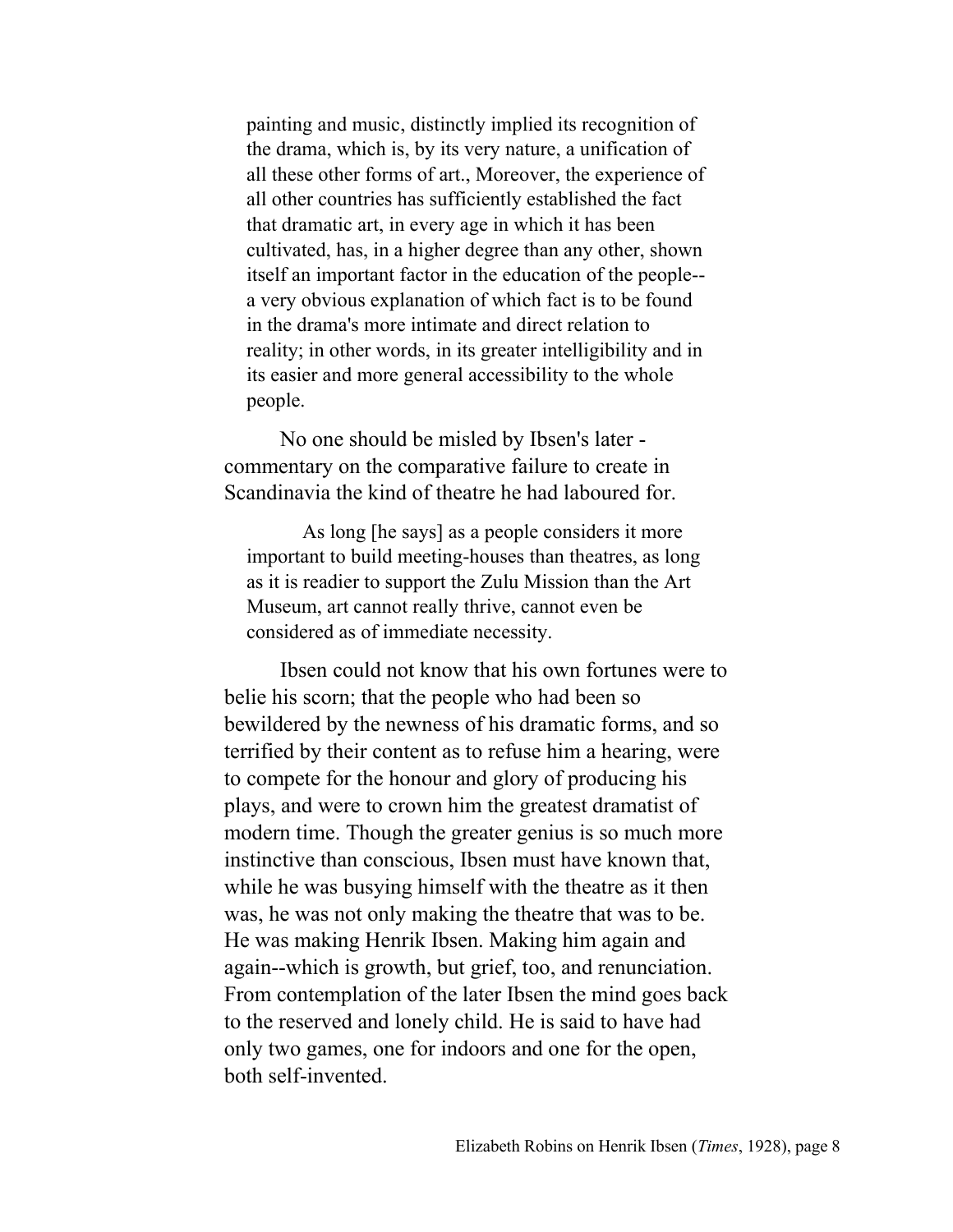> painting and music, distinctly implied its recognition of the drama, which is, by its very nature, a unification of all these other forms of art., Moreover, the experience of all other countries has sufficiently established the fact that dramatic art, in every age in which it has been cultivated, has, in a higher degree than any other, shown itself an important factor in the education of the people--a very obvious explanation of which fact is to be found in the drama's more intimate and direct relation to reality; in other words, in its greater intelligibility and in its easier and more general accessibility to the whole people.

No one should be misled by Ibsen's later -commentary on the comparative failure to create in Scandinavia the kind of theatre he had laboured for.

> As long [he says] as a people considers it more important to build meeting-houses than theatres, as long as it is readier to support the Zulu Mission than the Art Museum, art cannot really thrive, cannot even be considered as of immediate necessity.

Ibsen could not know that his own fortunes were to belie his scorn; that the people who had been so bewildered by the newness of his dramatic forms, and so terrified by their content as to refuse him a hearing, were to compete for the honour and glory of producing his plays, and were to crown him the greatest dramatist of modern time. Though the greater genius is so much more instinctive than conscious, Ibsen must have known that, while he was busying himself with the theatre as it then was, he was not only making the theatre that was to be. He was making Henrik Ibsen. Making him again and again--which is growth, but grief, too, and renunciation. From contemplation of the later Ibsen the mind goes back to the reserved and lonely child. He is said to have had only two games, one for indoors and one for the open, both self-invented.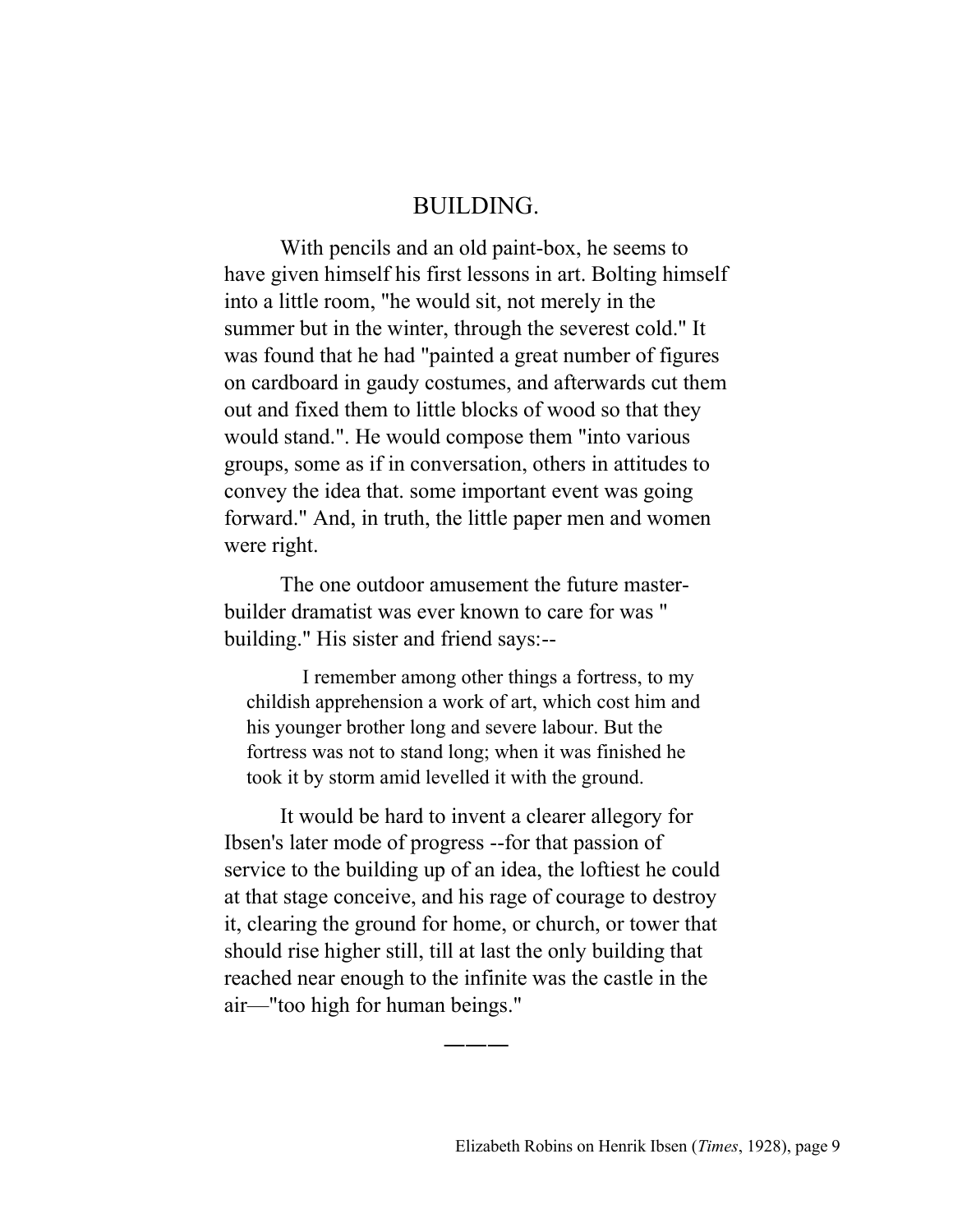## BUILDING.

With pencils and an old paint-box, he seems to have given himself his first lessons in art. Bolting himself into a little room, "he would sit, not merely in the summer but in the winter, through the severest cold." It was found that he had "painted a great number of figures on cardboard in gaudy costumes, and afterwards cut them out and fixed them to little blocks of wood so that they would stand.". He would compose them "into various groups, some as if in conversation, others in attitudes to convey the idea that. some important event was going forward." And, in truth, the little paper men and women were right.

The one outdoor amusement the future master-builder dramatist was ever known to care for was " building." His sister and friend says:--

> I remember among other things a fortress, to my childish apprehension a work of art, which cost him and his younger brother long and severe labour. But the fortress was not to stand long; when it was finished he took it by storm amid levelled it with the ground.

It would be hard to invent a clearer allegory for Ibsen's later mode of progress --for that passion of service to the building up of an idea, the loftiest he could at that stage conceive, and his rage of courage to destroy it, clearing the ground for home, or church, or tower that should rise higher still, till at last the only building that reached near enough to the infinite was the castle in the air—"too high for human beings."

———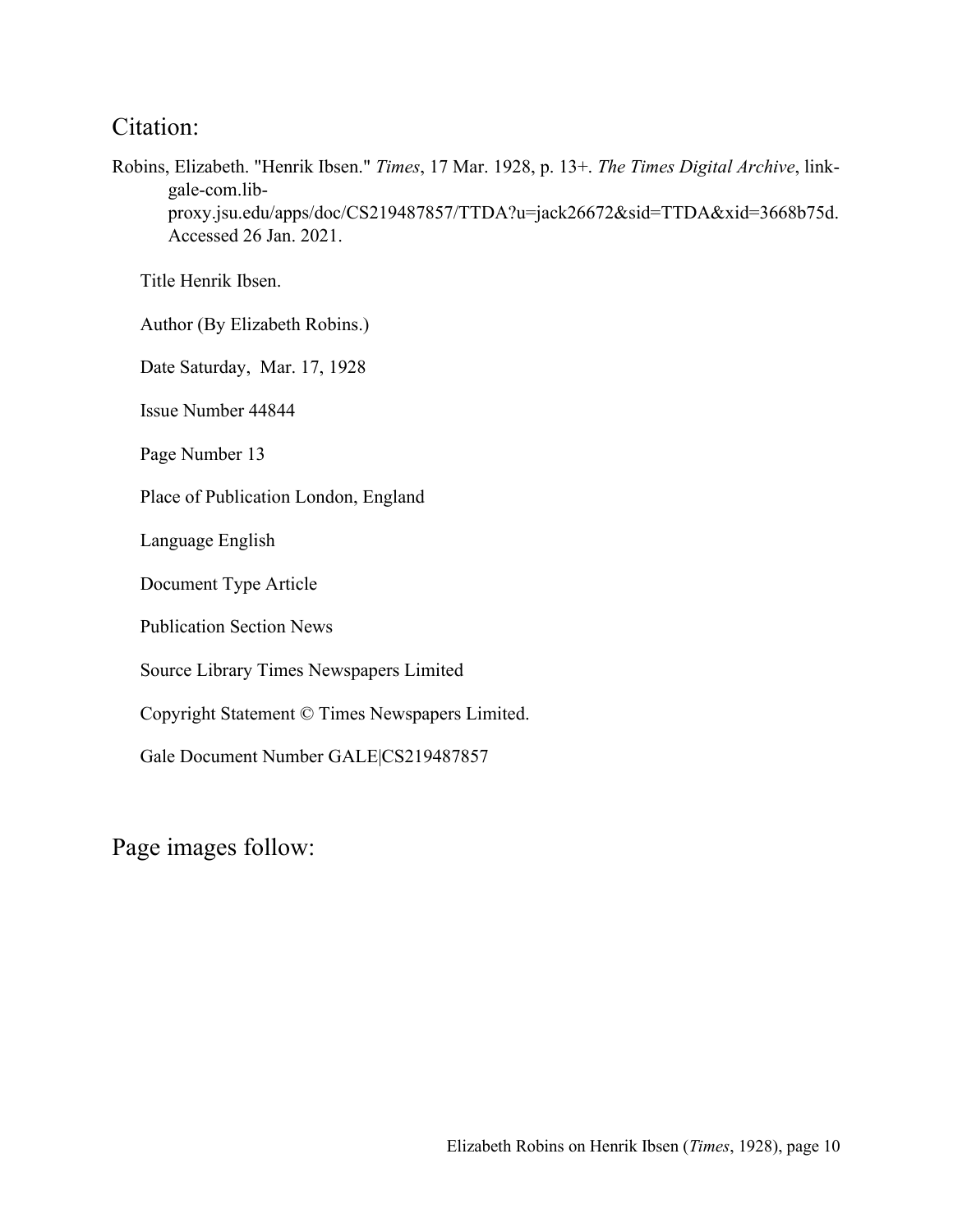## Citation:

Robins, Elizabeth. "Henrik Ibsen." *Times*, 17 Mar. 1928, p. 13+. *The Times Digital Archive*, link-gale-com.lib-proxy.jsu.edu/apps/doc/CS219487857/TTDA?u=jack26672&sid=TTDA&xid=3668b75d. Accessed 26 Jan. 2021.

Title Henrik Ibsen.

Author (By Elizabeth Robins.)

Date Saturday, Mar. 17, 1928

Issue Number 44844

Page Number 13

Place of Publication London, England

Language English

Document Type Article

Publication Section News

Source Library Times Newspapers Limited

Copyright Statement © Times Newspapers Limited.

Gale Document Number GALE|CS219487857

## Page images follow: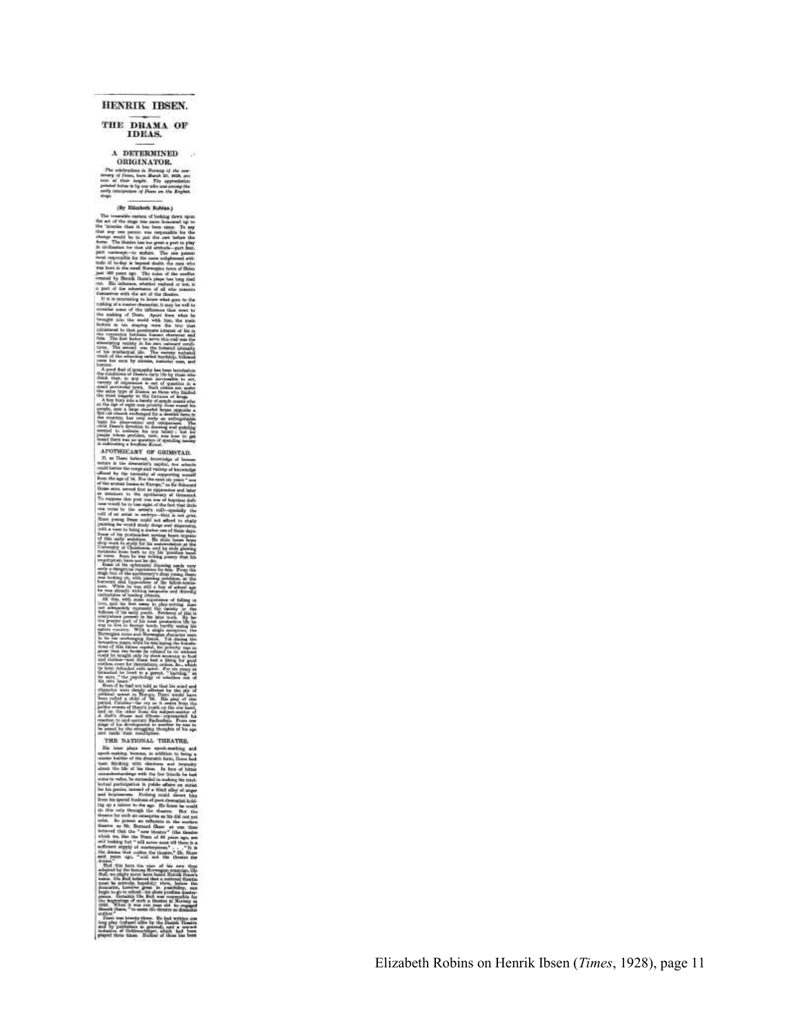# HENRIK IBSEN.

## THE DRAMA OF IDEAS.

### A DETERMINED ORIGINATOR.

*The celebrations in Norway of the centenary of Ibsen, born March 20, 1828, are now at their height. The appreciation printed below is by one who was among the early interpreters of Ibsen on the English stage.*

(By Elizabeth Robins.)

### APOTHECARY OF GRIMSTAD.

### THE NATIONAL THEATRE.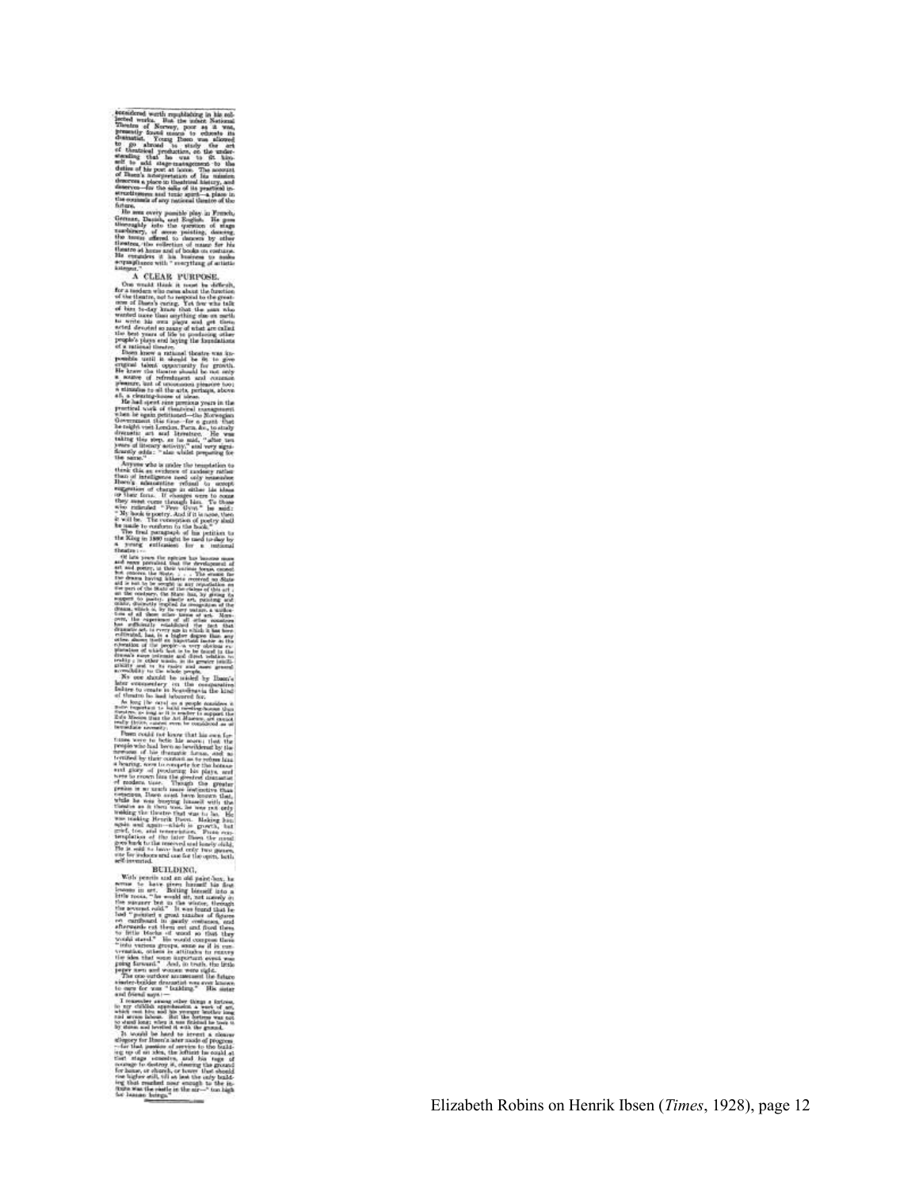considered worth republishing in his collected works. But the infant National Theatre of Norway, poor as it was, presently found means to educate its dramatist. Young Ibsen was allowed to go abroad to study the art of theatrical production, on the understanding that he was to fit himself to add stage-management to the duties of his post at home. The account of Ibsen's interpretation of his mission deserves a place in theatrical history, and deserves—for the sake of its practical instructiveness and tonic spirit—a place in the counsels of any national theatre of the future.

He sees every possible play in French, German, Danish, and English. He goes thoroughly into the question of stage machinery, of scene painting, dancing, the terms offered to dancers by other theatres, the collection of music for his theatre at home and of books on costume. He considers it his business to make acquaintance with "everything of artistic interest."

## A CLEAR PURPOSE.

One would think it must be difficult, for a modern who cares about the function of the theatre, not to respond to the greatness of Ibsen's caring. Yet few who talk of him to-day know that the man who wanted more than anything else on earth to write his own plays and get them acted devoted so many of what are called the best years of life to producing other people's plays and laying the foundations of a national theatre.

Ibsen knew a national theatre was impossible until it should be fit to give original talent opportunity for growth. He knew the theatre should be not only a source of refreshment and common pleasure, but of uncommon pleasure too; a stimulus to all the arts, perhaps, above all, a clearing-house of ideas.

He had spent nine precious years in the practical work of theatrical management when he again petitioned—the Norwegian Government this time—for a grant that he might visit London, Paris, &c., to study dramatic art and literature. He was taking this step, as he said, "after ten years of literary activity," and very significantly adds: "also whilst preparing for the same."

Anyone who is under the temptation to think this an evidence of tendency rather than of intelligence need only remember Ibsen's adamantine refusal to accept suggestion of change in either his ideas or their form. If changes were to come they must come through him. To those who ridiculed "Peer Gynt" he said: "My book is poetry. And if it is none, then it will be. The conception of poetry shall be made to conform to the book."

The final paragraph of his petition to the King in 1860 might be used to-day by a young enthusiast for a national theatre:—

> Of late years the opinion has become more and more prevalent that the development of art and poetry, in their various forms, cannot but concern the State. . . . The reason for the drama having hitherto received no State aid is not to be sought in any repudiation on the part of the State of the claims of this art; on the contrary, the State has, by giving its support to poetry, plastic art, painting and music, distinctly implied its recognition of the drama, which is by its very nature a synthesis of all these other forms of art. Moreover, the experience of all other countries has sufficiently established the fact that dramatic art, in every age in which it has been cultivated, has, in a higher degree than any other, shown itself an important factor in the education of the people—a very obvious explanation of which fact is to be found in the drama's more intimate and direct relation to reality; in other words, in its greater intelligibility and in its wider and more general accessibility to the whole people.

No one should be misled by Ibsen's later commentary on the comparative failure to create in Scandinavia the kind of theatre he had laboured for.

> As long [as the capital] of a people considers it more important to build meeting-houses than theatres, as long as it is readier to support the Zulu Mission than the Art Museum, art cannot really thrive, cannot even be considered as an immediate necessity.

Ibsen could not know that his own fortunes were to belie his words; that the people who had been so bewildered by the newness of his dramatic forms, and so terrified by their content as to refuse him a hearing, were to compete for the honour and glory of producing his plays, and were to crown him the greatest dramatist of modern times. Though the greater genius is so much more instinctive than conscious, Ibsen must have known that, while he was busying himself with the theatre as it then was, he was not only making the theatre that was to be. He was making Henrik Ibsen. Making him again and again—which is growth, but grief, too, and renunciation. From contemplation of the later Ibsen the mind goes back to the removed and lonely child. He is said to have had only two games, one for indoors and one for the open, both self-invented.

## BUILDING.

With pencils and an old paint-box, he seems to have given himself his first lessons in art. Bolting himself into a little room, "he would sit, not merely in the summer but in the winter, through the severest cold." It was found that he had "painted a great number of figures on cardboard in gaudy costumes, and afterwards cut them out and fixed them to little blocks of wood so that they would stand." He would compose them "into various groups, some as if in conversation, others in attitudes to convey the idea that some important event was going forward." And, in truth, the little paper men and women were right.

The one outdoor amusement the future master-builder dramatist was ever known to care for was "building." His sister and friend says:—

> I remember among other things a fortress, to my childish apprehension a work of art, which cost him and his younger brother long and severe labour. But the fortress was not to stand long; when it was finished he took it by storm and levelled it with the ground.

It would be hard to invent a clearer allegory for Ibsen's later mode of progress—for that passion of service to the building up of an idea, the loftiest he could at that stage conceive, and his rage of courage to destroy it, clearing the ground for house, or church, or tower that should rise higher still, till at last the only building that reached near enough to the infinite was the castle in the air—"too high for human beings."